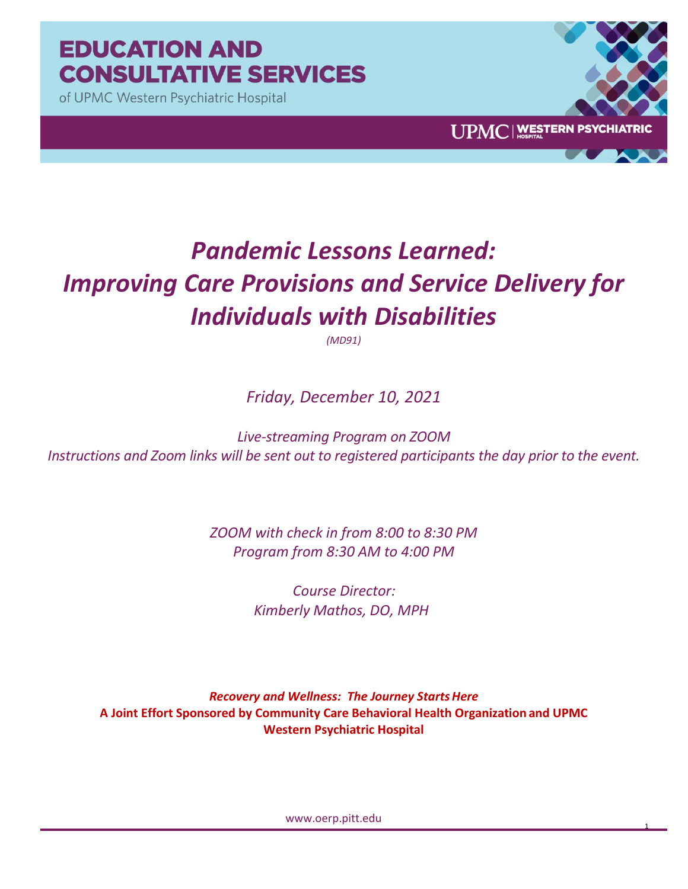# EDUCATION AND CONSULTATIVE SERVICES

of UPMC Western Psychiatric Hospital

UPMC | WESTERN PSYCHIATRIC HOSPITAL

# *Pandemic Lessons Learned: Improving Care Provisions and Service Delivery for Individuals with Disabilities*

*(MD91)*

*Friday, December 10, 2021*

*Live-streaming Program on ZOOM*
*Instructions and Zoom links will be sent out to registered participants the day prior to the event.*

*ZOOM with check in from 8:00 to 8:30 PM*
*Program from 8:30 AM to 4:00 PM*

*Course Director:*
*Kimberly Mathos, DO, MPH*

***Recovery and Wellness: The Journey Starts Here***
**A Joint Effort Sponsored by Community Care Behavioral Health Organization and UPMC Western Psychiatric Hospital**

www.oerp.pitt.edu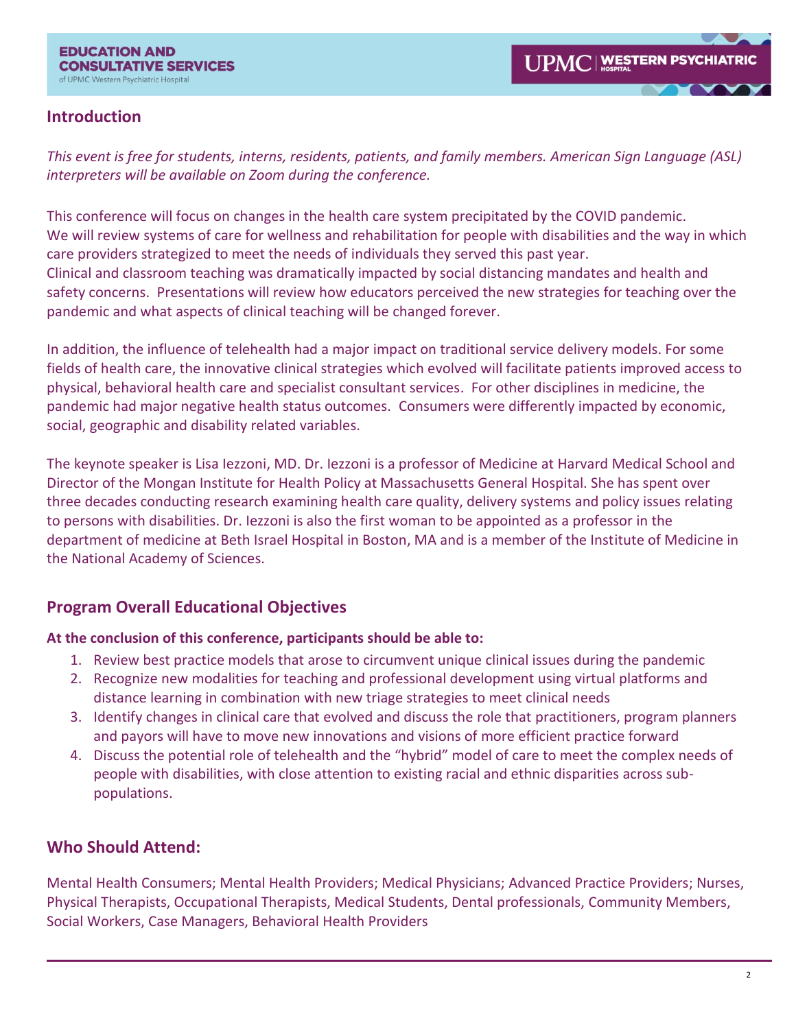## Introduction

*This event is free for students, interns, residents, patients, and family members. American Sign Language (ASL) interpreters will be available on Zoom during the conference.*

This conference will focus on changes in the health care system precipitated by the COVID pandemic. We will review systems of care for wellness and rehabilitation for people with disabilities and the way in which care providers strategized to meet the needs of individuals they served this past year. Clinical and classroom teaching was dramatically impacted by social distancing mandates and health and safety concerns. Presentations will review how educators perceived the new strategies for teaching over the pandemic and what aspects of clinical teaching will be changed forever.

In addition, the influence of telehealth had a major impact on traditional service delivery models. For some fields of health care, the innovative clinical strategies which evolved will facilitate patients improved access to physical, behavioral health care and specialist consultant services. For other disciplines in medicine, the pandemic had major negative health status outcomes. Consumers were differently impacted by economic, social, geographic and disability related variables.

The keynote speaker is Lisa Iezzoni, MD. Dr. Iezzoni is a professor of Medicine at Harvard Medical School and Director of the Mongan Institute for Health Policy at Massachusetts General Hospital. She has spent over three decades conducting research examining health care quality, delivery systems and policy issues relating to persons with disabilities. Dr. Iezzoni is also the first woman to be appointed as a professor in the department of medicine at Beth Israel Hospital in Boston, MA and is a member of the Institute of Medicine in the National Academy of Sciences.

## Program Overall Educational Objectives

**At the conclusion of this conference, participants should be able to:**

1. Review best practice models that arose to circumvent unique clinical issues during the pandemic
2. Recognize new modalities for teaching and professional development using virtual platforms and distance learning in combination with new triage strategies to meet clinical needs
3. Identify changes in clinical care that evolved and discuss the role that practitioners, program planners and payors will have to move new innovations and visions of more efficient practice forward
4. Discuss the potential role of telehealth and the "hybrid" model of care to meet the complex needs of people with disabilities, with close attention to existing racial and ethnic disparities across sub-populations.

## Who Should Attend:

Mental Health Consumers; Mental Health Providers; Medical Physicians; Advanced Practice Providers; Nurses, Physical Therapists, Occupational Therapists, Medical Students, Dental professionals, Community Members, Social Workers, Case Managers, Behavioral Health Providers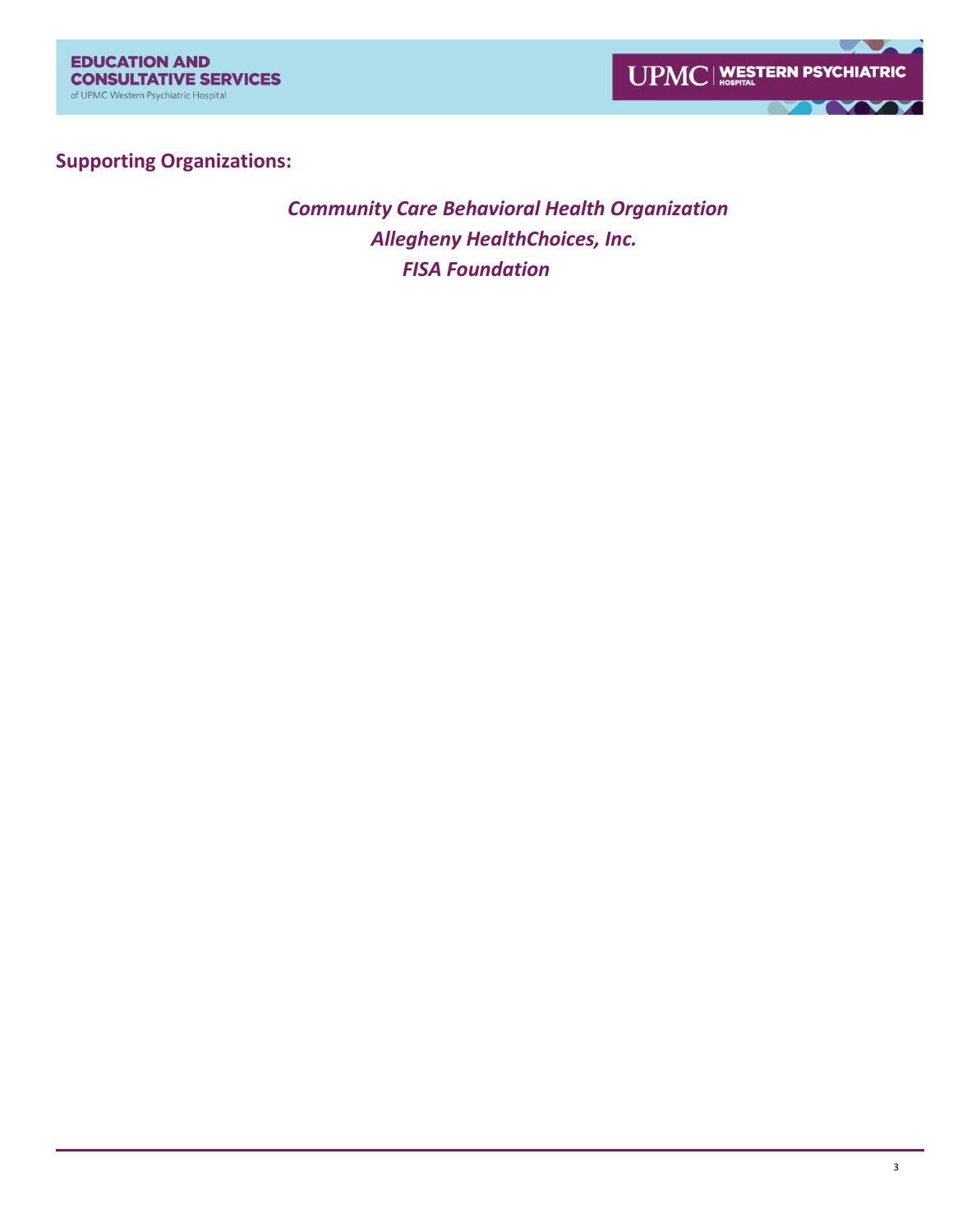**Supporting Organizations:**

*Community Care Behavioral Health Organization*

*Allegheny HealthChoices, Inc.*

*FISA Foundation*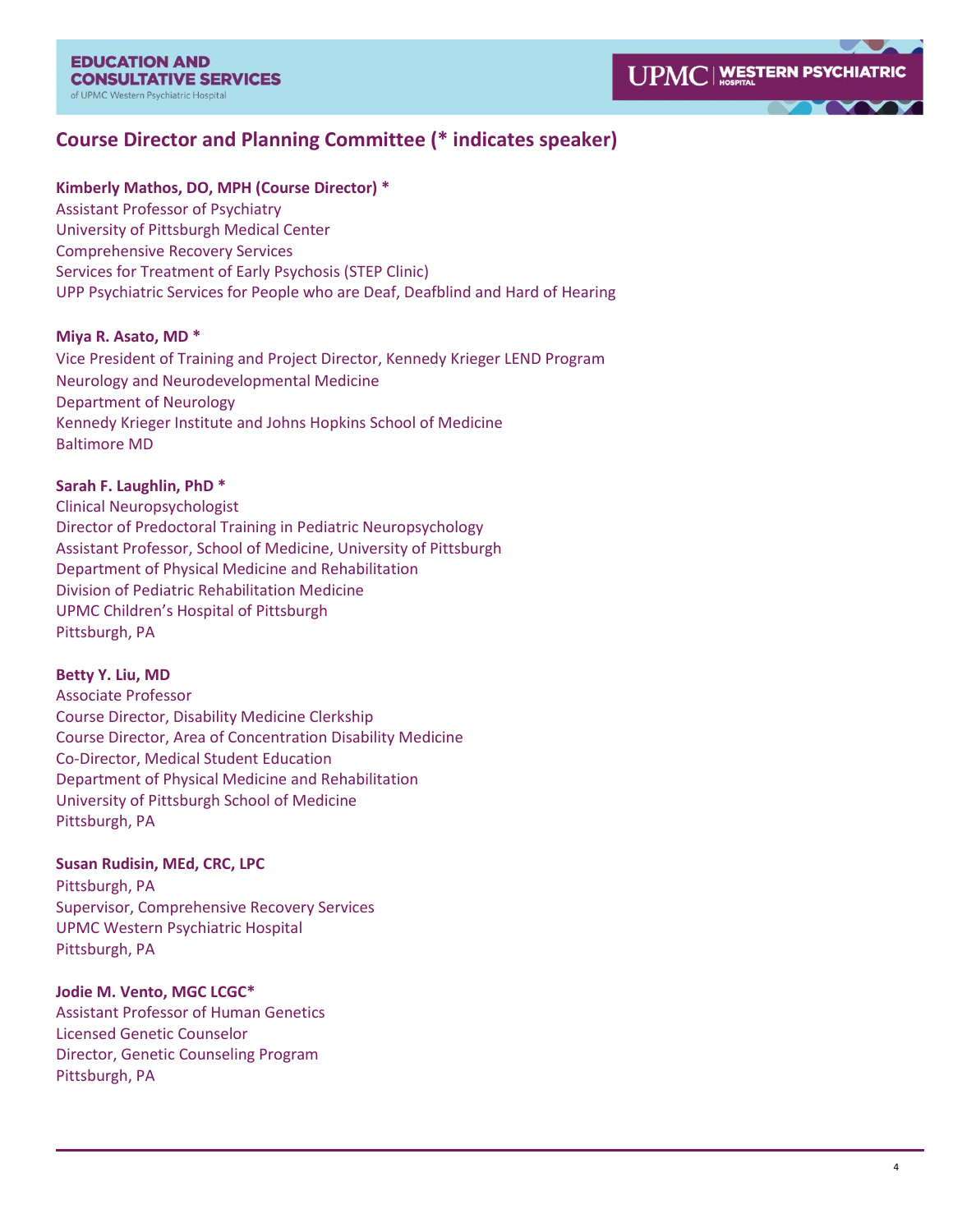## Course Director and Planning Committee (* indicates speaker)

**Kimberly Mathos, DO, MPH (Course Director) ***
Assistant Professor of Psychiatry
University of Pittsburgh Medical Center
Comprehensive Recovery Services
Services for Treatment of Early Psychosis (STEP Clinic)
UPP Psychiatric Services for People who are Deaf, Deafblind and Hard of Hearing

**Miya R. Asato, MD ***
Vice President of Training and Project Director, Kennedy Krieger LEND Program
Neurology and Neurodevelopmental Medicine
Department of Neurology
Kennedy Krieger Institute and Johns Hopkins School of Medicine
Baltimore MD

**Sarah F. Laughlin, PhD ***
Clinical Neuropsychologist
Director of Predoctoral Training in Pediatric Neuropsychology
Assistant Professor, School of Medicine, University of Pittsburgh
Department of Physical Medicine and Rehabilitation
Division of Pediatric Rehabilitation Medicine
UPMC Children's Hospital of Pittsburgh
Pittsburgh, PA

**Betty Y. Liu, MD**
Associate Professor
Course Director, Disability Medicine Clerkship
Course Director, Area of Concentration Disability Medicine
Co-Director, Medical Student Education
Department of Physical Medicine and Rehabilitation
University of Pittsburgh School of Medicine
Pittsburgh, PA

**Susan Rudisin, MEd, CRC, LPC**
Pittsburgh, PA
Supervisor, Comprehensive Recovery Services
UPMC Western Psychiatric Hospital
Pittsburgh, PA

**Jodie M. Vento, MGC LCGC***
Assistant Professor of Human Genetics
Licensed Genetic Counselor
Director, Genetic Counseling Program
Pittsburgh, PA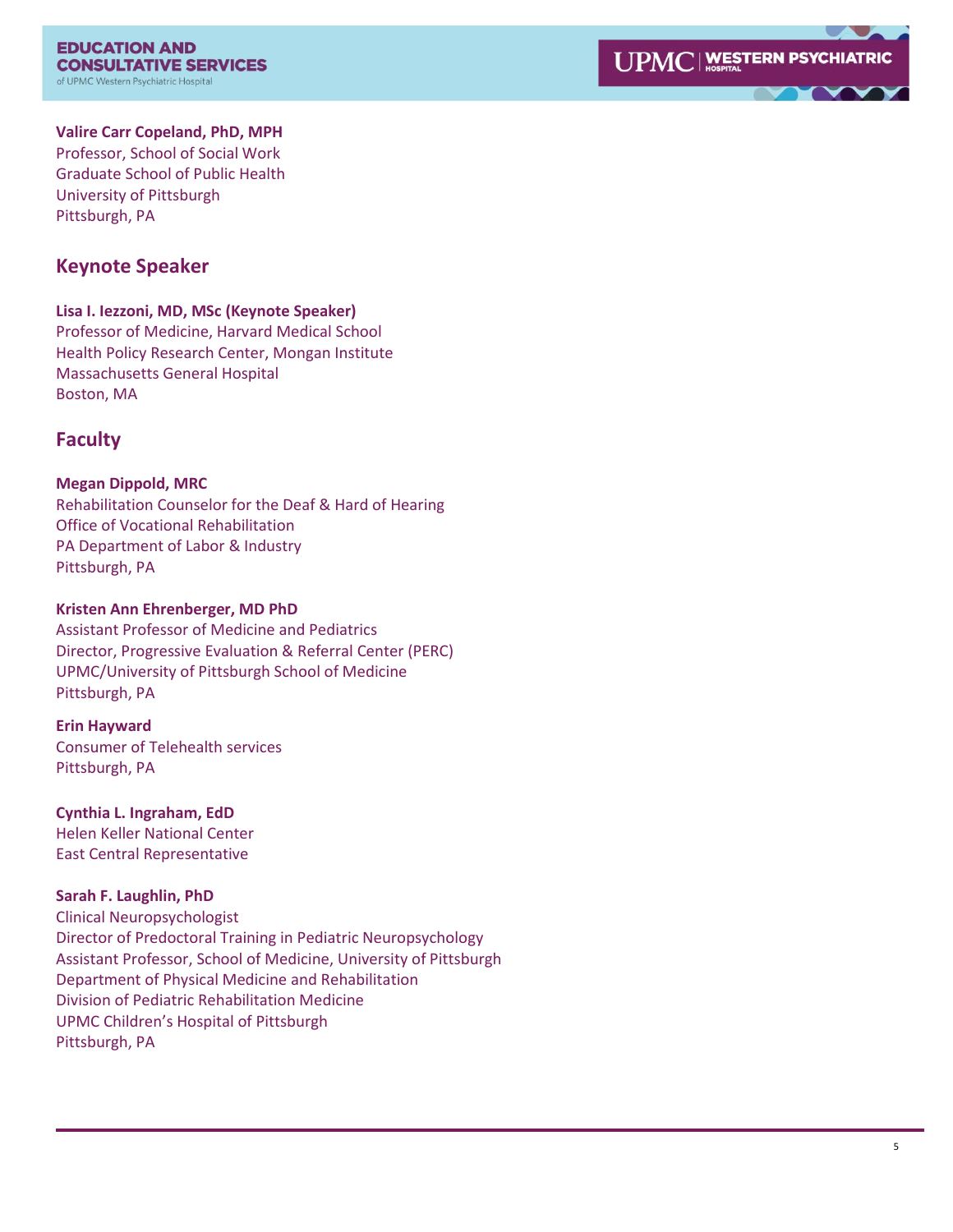**Valire Carr Copeland, PhD, MPH**
Professor, School of Social Work
Graduate School of Public Health
University of Pittsburgh
Pittsburgh, PA

## Keynote Speaker

**Lisa I. Iezzoni, MD, MSc (Keynote Speaker)**
Professor of Medicine, Harvard Medical School
Health Policy Research Center, Mongan Institute
Massachusetts General Hospital
Boston, MA

## Faculty

**Megan Dippold, MRC**
Rehabilitation Counselor for the Deaf & Hard of Hearing
Office of Vocational Rehabilitation
PA Department of Labor & Industry
Pittsburgh, PA

**Kristen Ann Ehrenberger, MD PhD**
Assistant Professor of Medicine and Pediatrics
Director, Progressive Evaluation & Referral Center (PERC)
UPMC/University of Pittsburgh School of Medicine
Pittsburgh, PA

**Erin Hayward**
Consumer of Telehealth services
Pittsburgh, PA

**Cynthia L. Ingraham, EdD**
Helen Keller National Center
East Central Representative

**Sarah F. Laughlin, PhD**
Clinical Neuropsychologist
Director of Predoctoral Training in Pediatric Neuropsychology
Assistant Professor, School of Medicine, University of Pittsburgh
Department of Physical Medicine and Rehabilitation
Division of Pediatric Rehabilitation Medicine
UPMC Children's Hospital of Pittsburgh
Pittsburgh, PA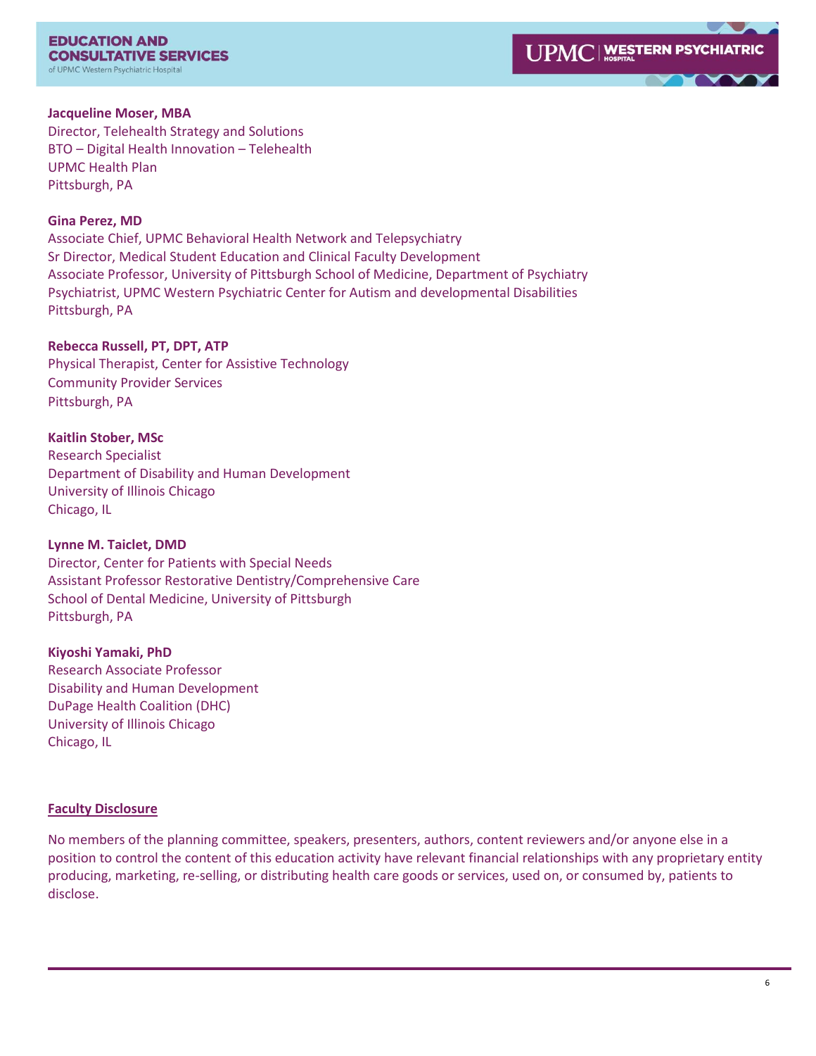**Jacqueline Moser, MBA**
Director, Telehealth Strategy and Solutions
BTO – Digital Health Innovation – Telehealth
UPMC Health Plan
Pittsburgh, PA

**Gina Perez, MD**
Associate Chief, UPMC Behavioral Health Network and Telepsychiatry
Sr Director, Medical Student Education and Clinical Faculty Development
Associate Professor, University of Pittsburgh School of Medicine, Department of Psychiatry
Psychiatrist, UPMC Western Psychiatric Center for Autism and developmental Disabilities
Pittsburgh, PA

**Rebecca Russell, PT, DPT, ATP**
Physical Therapist, Center for Assistive Technology
Community Provider Services
Pittsburgh, PA

**Kaitlin Stober, MSc**
Research Specialist
Department of Disability and Human Development
University of Illinois Chicago
Chicago, IL

**Lynne M. Taiclet, DMD**
Director, Center for Patients with Special Needs
Assistant Professor Restorative Dentistry/Comprehensive Care
School of Dental Medicine, University of Pittsburgh
Pittsburgh, PA

**Kiyoshi Yamaki, PhD**
Research Associate Professor
Disability and Human Development
DuPage Health Coalition (DHC)
University of Illinois Chicago
Chicago, IL

## Faculty Disclosure

No members of the planning committee, speakers, presenters, authors, content reviewers and/or anyone else in a position to control the content of this education activity have relevant financial relationships with any proprietary entity producing, marketing, re-selling, or distributing health care goods or services, used on, or consumed by, patients to disclose.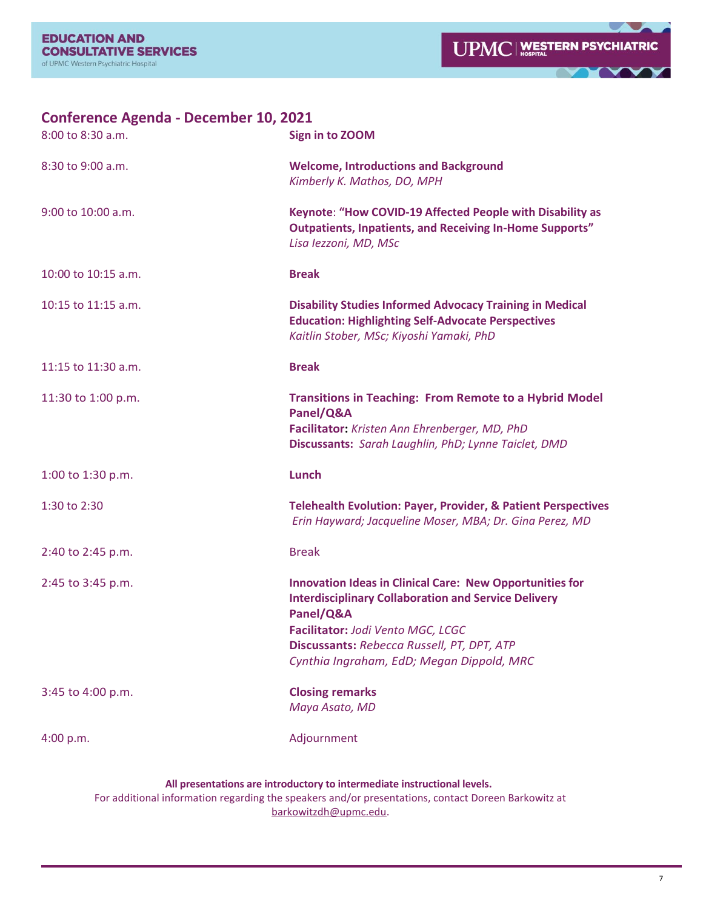## Conference Agenda - December 10, 2021

| | |
|---|---|
| 8:00 to 8:30 a.m. | **Sign in to ZOOM** |
| 8:30 to 9:00 a.m. | **Welcome, Introductions and Background**<br>*Kimberly K. Mathos, DO, MPH* |
| 9:00 to 10:00 a.m. | **Keynote**: **"How COVID-19 Affected People with Disability as Outpatients, Inpatients, and Receiving In-Home Supports"**<br>*Lisa Iezzoni, MD, MSc* |
| 10:00 to 10:15 a.m. | **Break** |
| 10:15 to 11:15 a.m. | **Disability Studies Informed Advocacy Training in Medical Education: Highlighting Self-Advocate Perspectives**<br>*Kaitlin Stober, MSc; Kiyoshi Yamaki, PhD* |
| 11:15 to 11:30 a.m. | **Break** |
| 11:30 to 1:00 p.m. | **Transitions in Teaching: From Remote to a Hybrid Model Panel/Q&A**<br>**Facilitator:** *Kristen Ann Ehrenberger, MD, PhD*<br>**Discussants:** *Sarah Laughlin, PhD; Lynne Taiclet, DMD* |
| 1:00 to 1:30 p.m. | **Lunch** |
| 1:30 to 2:30 | **Telehealth Evolution: Payer, Provider, & Patient Perspectives**<br>*Erin Hayward; Jacqueline Moser, MBA; Dr. Gina Perez, MD* |
| 2:40 to 2:45 p.m. | Break |
| 2:45 to 3:45 p.m. | **Innovation Ideas in Clinical Care: New Opportunities for Interdisciplinary Collaboration and Service Delivery Panel/Q&A**<br>**Facilitator:** *Jodi Vento MGC, LCGC*<br>**Discussants:** *Rebecca Russell, PT, DPT, ATP*<br>*Cynthia Ingraham, EdD; Megan Dippold, MRC* |
| 3:45 to 4:00 p.m. | **Closing remarks**<br>*Maya Asato, MD* |
| 4:00 p.m. | Adjournment |

**All presentations are introductory to intermediate instructional levels.**

For additional information regarding the speakers and/or presentations, contact Doreen Barkowitz at barkowitzdh@upmc.edu.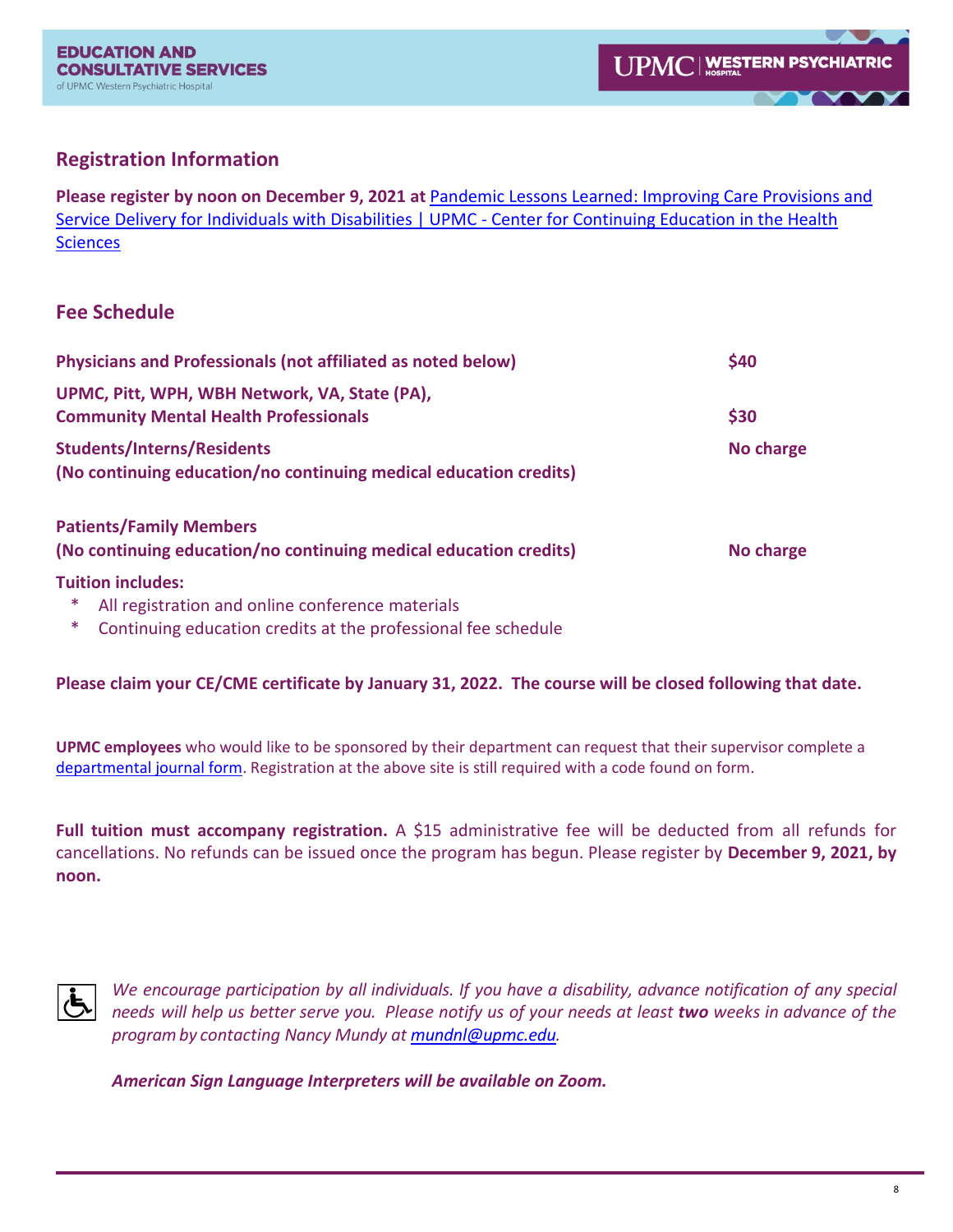## Registration Information

**Please register by noon on December 9, 2021 at** [Pandemic Lessons Learned: Improving Care Provisions and Service Delivery for Individuals with Disabilities | UPMC - Center for Continuing Education in the Health Sciences]

## Fee Schedule

| | |
|---|---|
| **Physicians and Professionals (not affiliated as noted below)** | **$40** |
| **UPMC, Pitt, WPH, WBH Network, VA, State (PA), Community Mental Health Professionals** | **$30** |
| **Students/Interns/Residents (No continuing education/no continuing medical education credits)** | **No charge** |
| **Patients/Family Members (No continuing education/no continuing medical education credits)** | **No charge** |

**Tuition includes:**

- All registration and online conference materials
- Continuing education credits at the professional fee schedule

**Please claim your CE/CME certificate by January 31, 2022. The course will be closed following that date.**

**UPMC employees** who would like to be sponsored by their department can request that their supervisor complete a departmental journal form. Registration at the above site is still required with a code found on form.

**Full tuition must accompany registration.** A $15 administrative fee will be deducted from all refunds for cancellations. No refunds can be issued once the program has begun. Please register by **December 9, 2021, by noon.**

*We encourage participation by all individuals. If you have a disability, advance notification of any special needs will help us better serve you. Please notify us of your needs at least **two** weeks in advance of the program by contacting Nancy Mundy at mundnl@upmc.edu.*

***American Sign Language Interpreters will be available on Zoom.***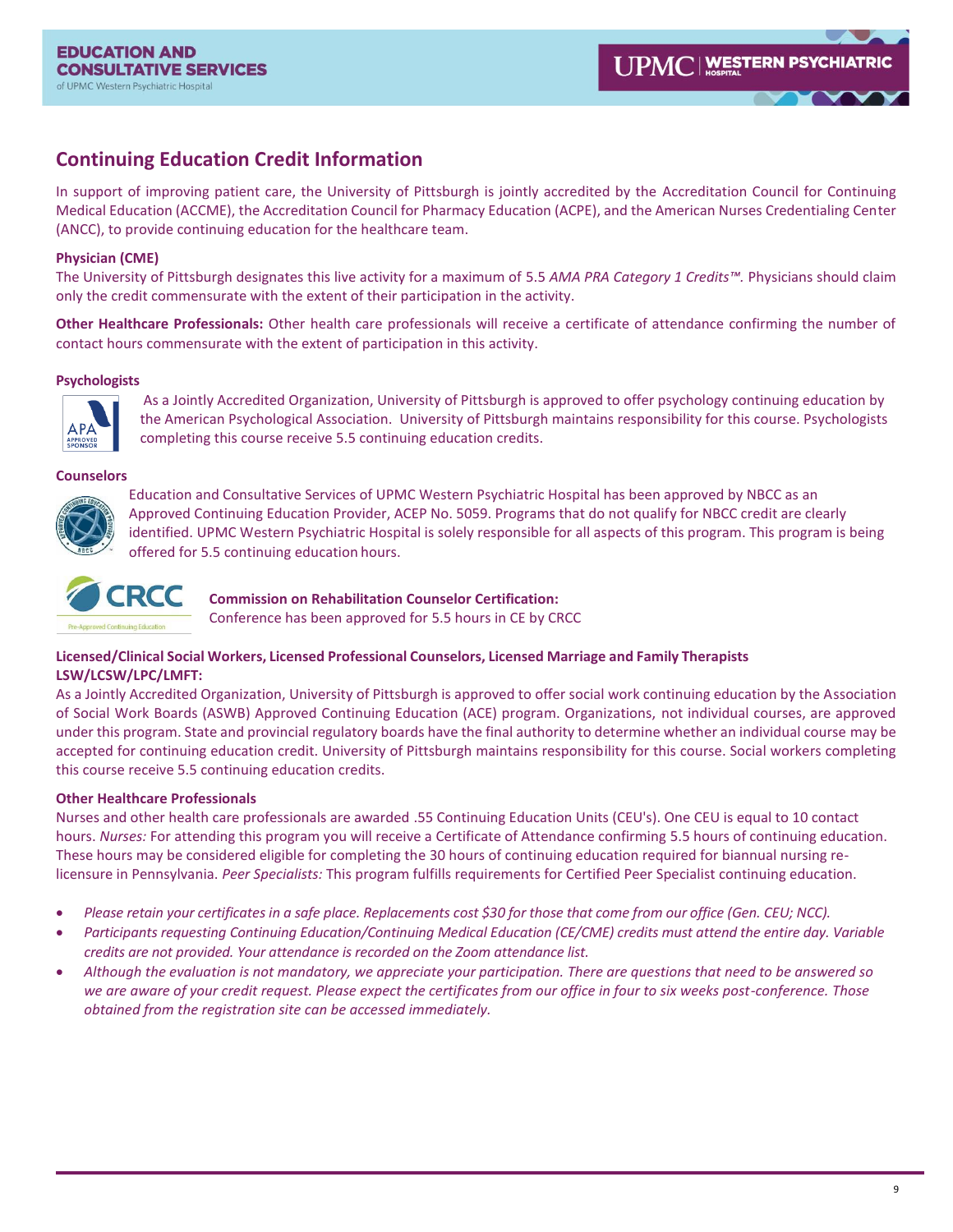## Continuing Education Credit Information

In support of improving patient care, the University of Pittsburgh is jointly accredited by the Accreditation Council for Continuing Medical Education (ACCME), the Accreditation Council for Pharmacy Education (ACPE), and the American Nurses Credentialing Center (ANCC), to provide continuing education for the healthcare team.

**Physician (CME)**
The University of Pittsburgh designates this live activity for a maximum of 5.5 *AMA PRA Category 1 Credits™.* Physicians should claim only the credit commensurate with the extent of their participation in the activity.

**Other Healthcare Professionals:** Other health care professionals will receive a certificate of attendance confirming the number of contact hours commensurate with the extent of participation in this activity.

**Psychologists**

As a Jointly Accredited Organization, University of Pittsburgh is approved to offer psychology continuing education by the American Psychological Association. University of Pittsburgh maintains responsibility for this course. Psychologists completing this course receive 5.5 continuing education credits.

**Counselors**

Education and Consultative Services of UPMC Western Psychiatric Hospital has been approved by NBCC as an Approved Continuing Education Provider, ACEP No. 5059. Programs that do not qualify for NBCC credit are clearly identified. UPMC Western Psychiatric Hospital is solely responsible for all aspects of this program. This program is being offered for 5.5 continuing education hours.

**Commission on Rehabilitation Counselor Certification:**
Conference has been approved for 5.5 hours in CE by CRCC

**Licensed/Clinical Social Workers, Licensed Professional Counselors, Licensed Marriage and Family Therapists LSW/LCSW/LPC/LMFT:**
As a Jointly Accredited Organization, University of Pittsburgh is approved to offer social work continuing education by the Association of Social Work Boards (ASWB) Approved Continuing Education (ACE) program. Organizations, not individual courses, are approved under this program. State and provincial regulatory boards have the final authority to determine whether an individual course may be accepted for continuing education credit. University of Pittsburgh maintains responsibility for this course. Social workers completing this course receive 5.5 continuing education credits.

**Other Healthcare Professionals**
Nurses and other health care professionals are awarded .55 Continuing Education Units (CEU's). One CEU is equal to 10 contact hours. *Nurses:* For attending this program you will receive a Certificate of Attendance confirming 5.5 hours of continuing education. These hours may be considered eligible for completing the 30 hours of continuing education required for biannual nursing re-licensure in Pennsylvania. *Peer Specialists:* This program fulfills requirements for Certified Peer Specialist continuing education.

- *Please retain your certificates in a safe place. Replacements cost $30 for those that come from our office (Gen. CEU; NCC).*
- *Participants requesting Continuing Education/Continuing Medical Education (CE/CME) credits must attend the entire day. Variable credits are not provided. Your attendance is recorded on the Zoom attendance list.*
- *Although the evaluation is not mandatory, we appreciate your participation. There are questions that need to be answered so we are aware of your credit request. Please expect the certificates from our office in four to six weeks post-conference. Those obtained from the registration site can be accessed immediately.*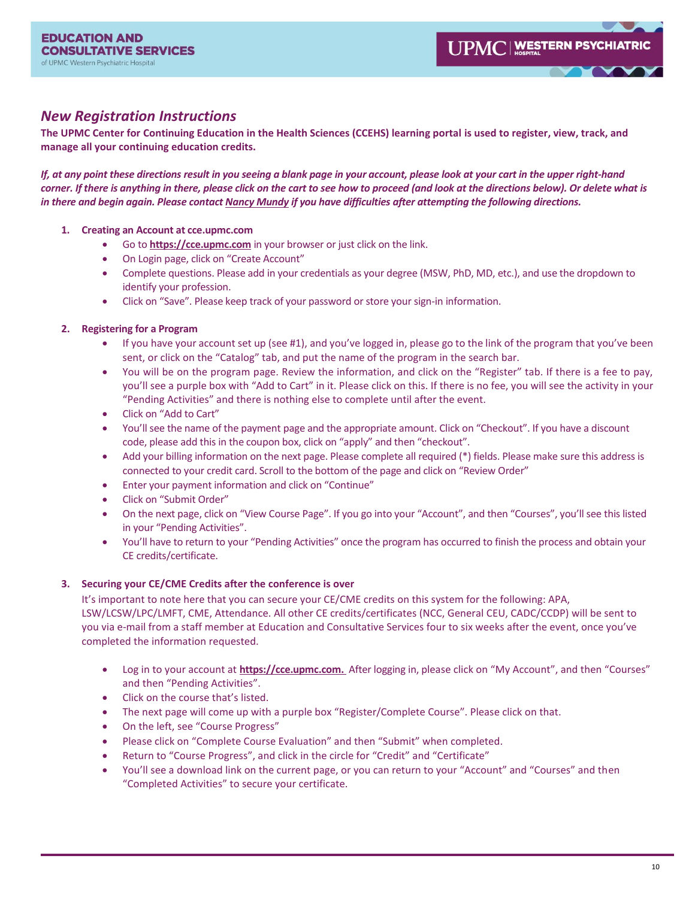## New Registration Instructions

**The UPMC Center for Continuing Education in the Health Sciences (CCEHS) learning portal is used to register, view, track, and manage all your continuing education credits.**

***If, at any point these directions result in you seeing a blank page in your account, please look at your cart in the upper right-hand corner. If there is anything in there, please click on the cart to see how to proceed (and look at the directions below). Or delete what is in there and begin again. Please contact Nancy Mundy if you have difficulties after attempting the following directions.***

1. **Creating an Account at cce.upmc.com**
   - Go to **https://cce.upmc.com** in your browser or just click on the link.
   - On Login page, click on "Create Account"
   - Complete questions. Please add in your credentials as your degree (MSW, PhD, MD, etc.), and use the dropdown to identify your profession.
   - Click on "Save". Please keep track of your password or store your sign-in information.

2. **Registering for a Program**
   - If you have your account set up (see #1), and you've logged in, please go to the link of the program that you've been sent, or click on the "Catalog" tab, and put the name of the program in the search bar.
   - You will be on the program page. Review the information, and click on the "Register" tab. If there is a fee to pay, you'll see a purple box with "Add to Cart" in it. Please click on this. If there is no fee, you will see the activity in your "Pending Activities" and there is nothing else to complete until after the event.
   - Click on "Add to Cart"
   - You'll see the name of the payment page and the appropriate amount. Click on "Checkout". If you have a discount code, please add this in the coupon box, click on "apply" and then "checkout".
   - Add your billing information on the next page. Please complete all required (*) fields. Please make sure this address is connected to your credit card. Scroll to the bottom of the page and click on "Review Order"
   - Enter your payment information and click on "Continue"
   - Click on "Submit Order"
   - On the next page, click on "View Course Page". If you go into your "Account", and then "Courses", you'll see this listed in your "Pending Activities".
   - You'll have to return to your "Pending Activities" once the program has occurred to finish the process and obtain your CE credits/certificate.

3. **Securing your CE/CME Credits after the conference is over**

   It's important to note here that you can secure your CE/CME credits on this system for the following: APA, LSW/LCSW/LPC/LMFT, CME, Attendance. All other CE credits/certificates (NCC, General CEU, CADC/CCDP) will be sent to you via e-mail from a staff member at Education and Consultative Services four to six weeks after the event, once you've completed the information requested.

   - Log in to your account at **https://cce.upmc.com.** After logging in, please click on "My Account", and then "Courses" and then "Pending Activities".
   - Click on the course that's listed.
   - The next page will come up with a purple box "Register/Complete Course". Please click on that.
   - On the left, see "Course Progress"
   - Please click on "Complete Course Evaluation" and then "Submit" when completed.
   - Return to "Course Progress", and click in the circle for "Credit" and "Certificate"
   - You'll see a download link on the current page, or you can return to your "Account" and "Courses" and then "Completed Activities" to secure your certificate.